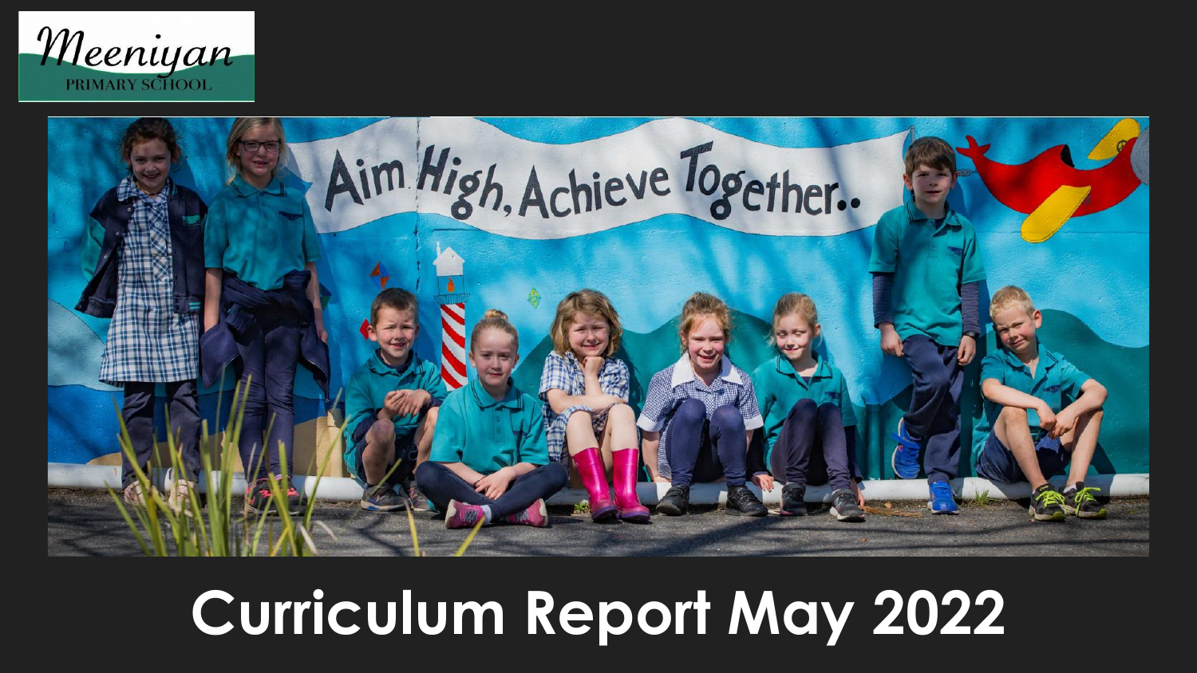Meeniyan PRIMARY SCHOOL

# Curriculum Report May 2022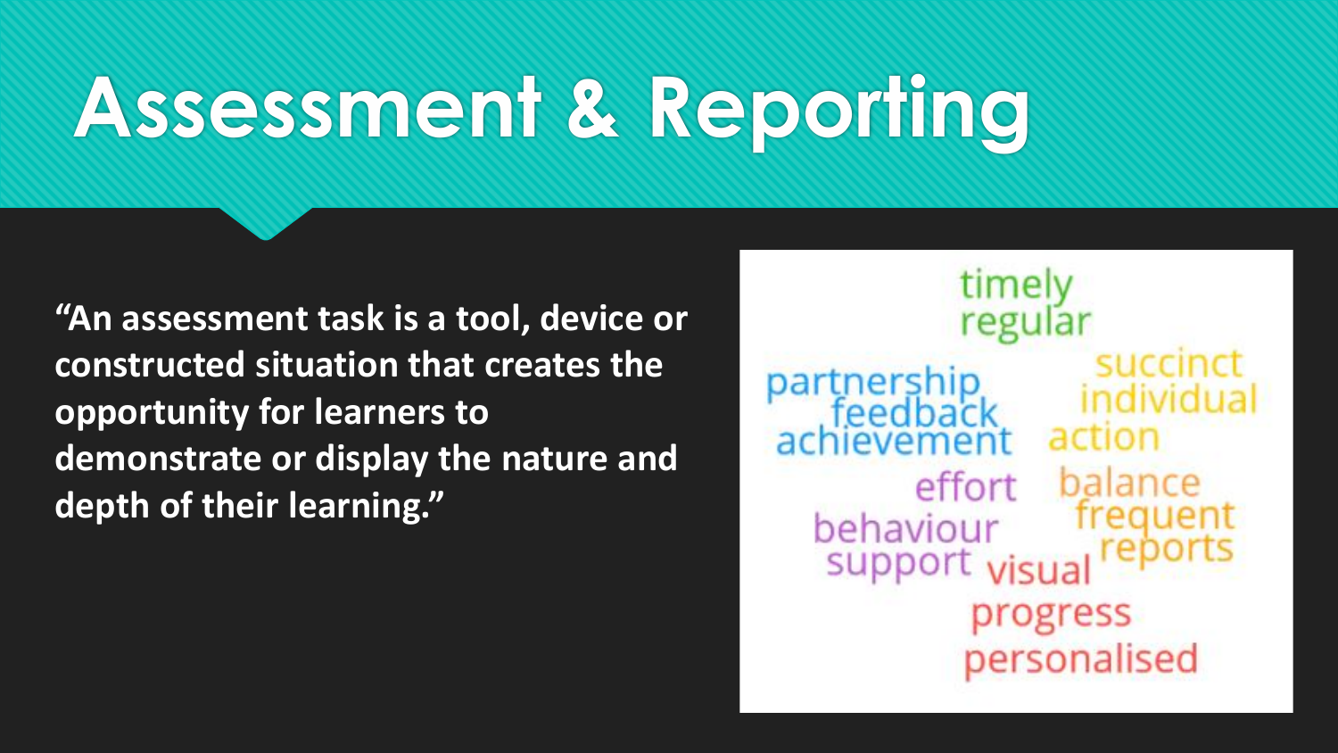# Assessment & Reporting

**"An assessment task is a tool, device or constructed situation that creates the opportunity for learners to demonstrate or display the nature and depth of their learning."**

timely
regular
partnership
succinct
individual
feedback
achievement
action
effort
balance
behaviour
frequent
support
visual
reports
progress
personalised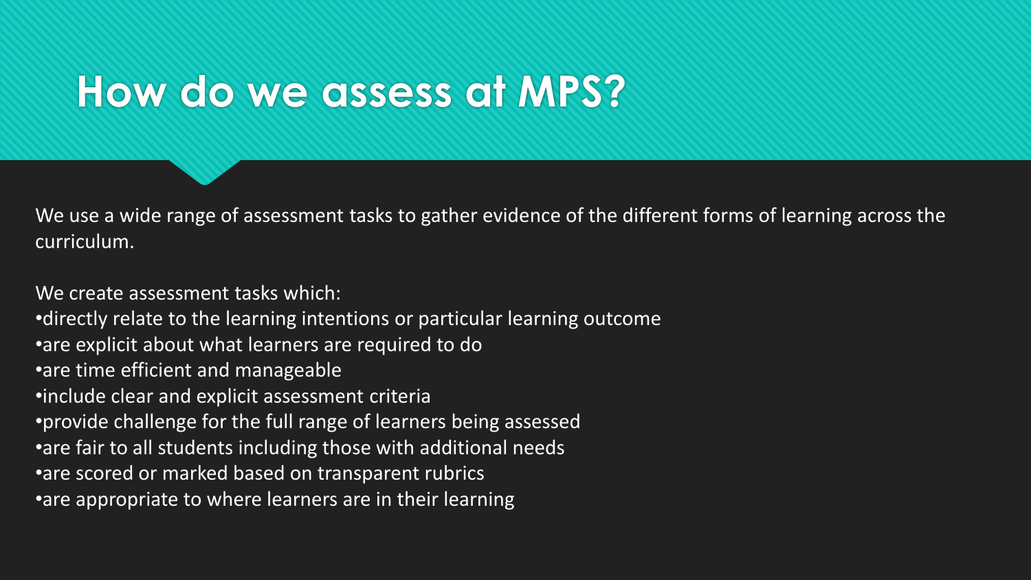# How do we assess at MPS?

We use a wide range of assessment tasks to gather evidence of the different forms of learning across the curriculum.

We create assessment tasks which:

- directly relate to the learning intentions or particular learning outcome
- are explicit about what learners are required to do
- are time efficient and manageable
- include clear and explicit assessment criteria
- provide challenge for the full range of learners being assessed
- are fair to all students including those with additional needs
- are scored or marked based on transparent rubrics
- are appropriate to where learners are in their learning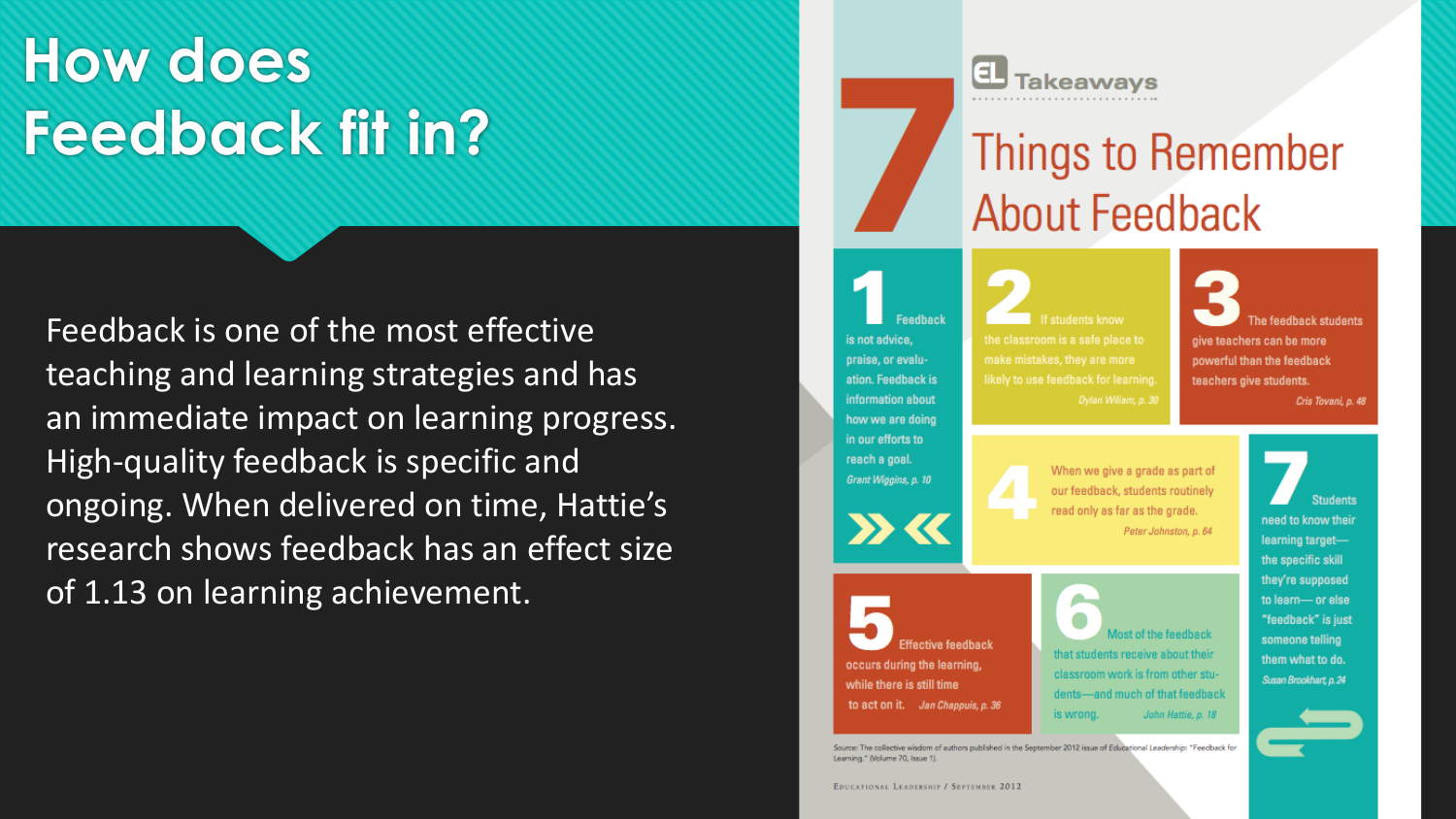# How does Feedback fit in?

Feedback is one of the most effective teaching and learning strategies and has an immediate impact on learning progress. High-quality feedback is specific and ongoing. When delivered on time, Hattie's research shows feedback has an effect size of 1.13 on learning achievement.

EL Takeaways

## 7 Things to Remember About Feedback

**1** Feedback is not advice, praise, or evaluation. Feedback is information about how we are doing in our efforts to reach a goal.
*Grant Wiggins, p. 10*

**2** If students know the classroom is a safe place to make mistakes, they are more likely to use feedback for learning.
*Dylan Wiliam, p. 30*

**3** The feedback students give teachers can be more powerful than the feedback teachers give students.
*Cris Tovani, p. 48*

**4** When we give a grade as part of our feedback, students routinely read only as far as the grade.
*Peter Johnston, p. 64*

**5** Effective feedback occurs during the learning, while there is still time to act on it.
*Jan Chappuis, p. 36*

**6** Most of the feedback that students receive about their classroom work is from other students—and much of that feedback is wrong.
*John Hattie, p. 18*

**7** Students need to know their learning target—the specific skill they're supposed to learn—or else "feedback" is just someone telling them what to do.
*Susan Brookhart, p. 24*

Source: The collective wisdom of authors published in the September 2012 issue of Educational Leadership: "Feedback for Learning." (Volume 70, Issue 1).

Educational Leadership / September 2012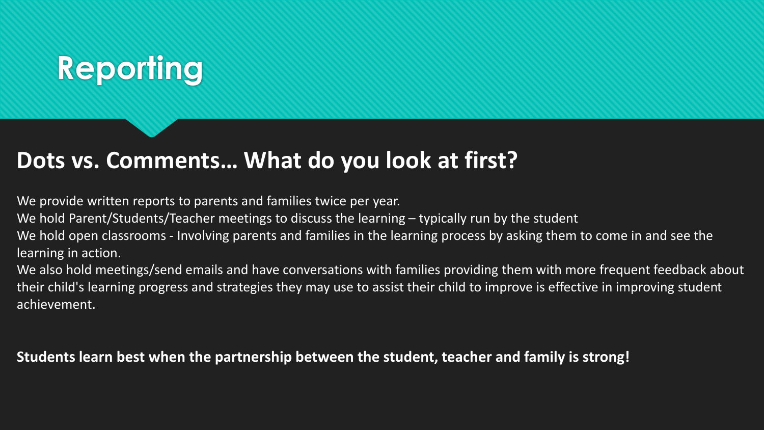# Reporting

## Dots vs. Comments… What do you look at first?

We provide written reports to parents and families twice per year.
We hold Parent/Students/Teacher meetings to discuss the learning – typically run by the student
We hold open classrooms - Involving parents and families in the learning process by asking them to come in and see the learning in action.
We also hold meetings/send emails and have conversations with families providing them with more frequent feedback about their child's learning progress and strategies they may use to assist their child to improve is effective in improving student achievement.

**Students learn best when the partnership between the student, teacher and family is strong!**